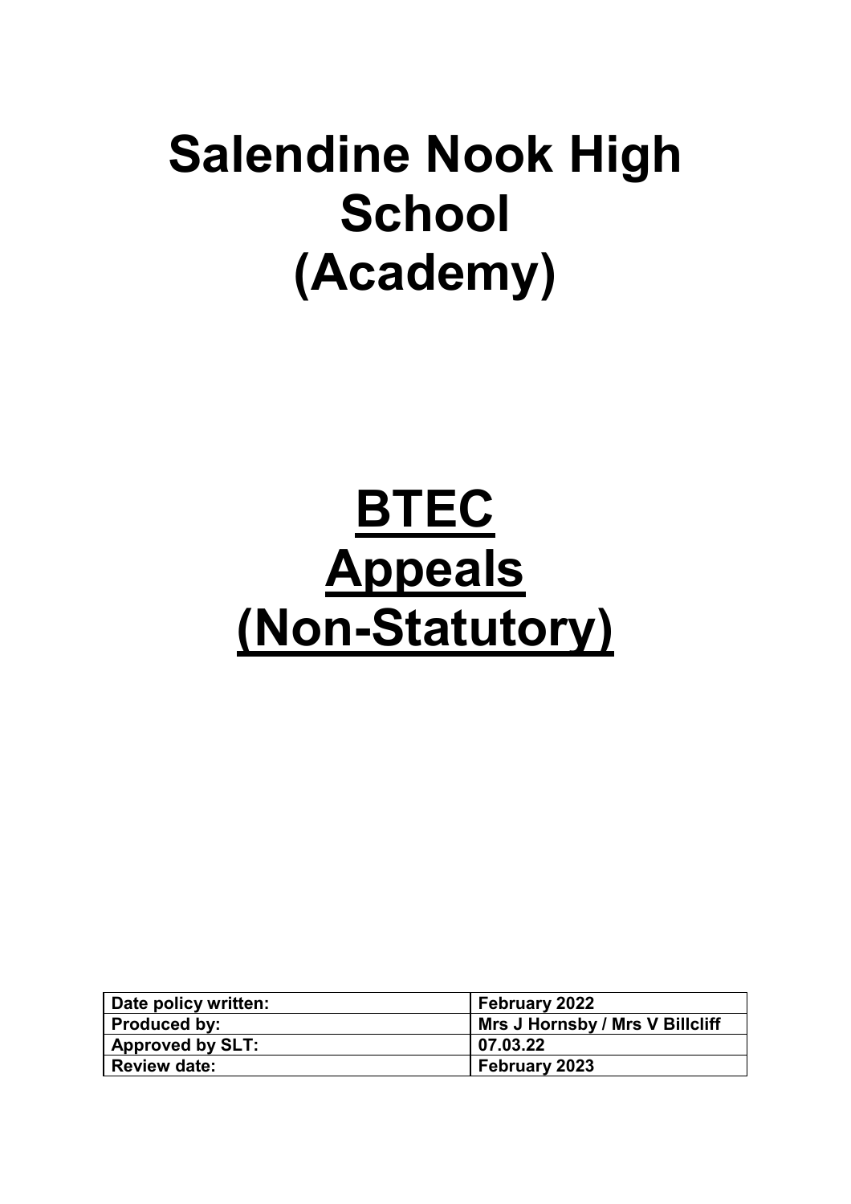# Salendine Nook High School (Academy)

# <u>BTEC</u>
# <u>Appeals</u>
# <u>(Non-Statutory)</u>

| **Date policy written:** | **February 2022** |
|---|---|
| **Produced by:** | **Mrs J Hornsby / Mrs V Billcliff** |
| **Approved by SLT:** | **07.03.22** |
| **Review date:** | **February 2023** |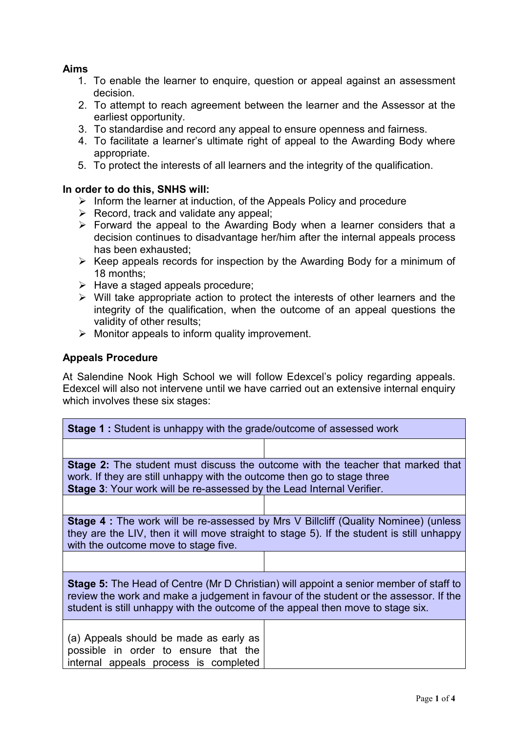**Aims**

1. To enable the learner to enquire, question or appeal against an assessment decision.
2. To attempt to reach agreement between the learner and the Assessor at the earliest opportunity.
3. To standardise and record any appeal to ensure openness and fairness.
4. To facilitate a learner's ultimate right of appeal to the Awarding Body where appropriate.
5. To protect the interests of all learners and the integrity of the qualification.

**In order to do this, SNHS will:**

- Inform the learner at induction, of the Appeals Policy and procedure
- Record, track and validate any appeal;
- Forward the appeal to the Awarding Body when a learner considers that a decision continues to disadvantage her/him after the internal appeals process has been exhausted;
- Keep appeals records for inspection by the Awarding Body for a minimum of 18 months;
- Have a staged appeals procedure;
- Will take appropriate action to protect the interests of other learners and the integrity of the qualification, when the outcome of an appeal questions the validity of other results;
- Monitor appeals to inform quality improvement.

**Appeals Procedure**

At Salendine Nook High School we will follow Edexcel's policy regarding appeals. Edexcel will also not intervene until we have carried out an extensive internal enquiry which involves these six stages:

| | |
|---|---|
| **Stage 1 :** Student is unhappy with the grade/outcome of assessed work | |
| | |
| **Stage 2:** The student must discuss the outcome with the teacher that marked that work. If they are still unhappy with the outcome then go to stage three<br>**Stage 3**: Your work will be re-assessed by the Lead Internal Verifier. | |
| | |
| **Stage 4 :** The work will be re-assessed by Mrs V Billcliff (Quality Nominee) (unless they are the LIV, then it will move straight to stage 5). If the student is still unhappy with the outcome move to stage five. | |
| | |
| **Stage 5:** The Head of Centre (Mr D Christian) will appoint a senior member of staff to review the work and make a judgement in favour of the student or the assessor. If the student is still unhappy with the outcome of the appeal then move to stage six. | |
| (a) Appeals should be made as early as possible in order to ensure that the internal appeals process is completed | |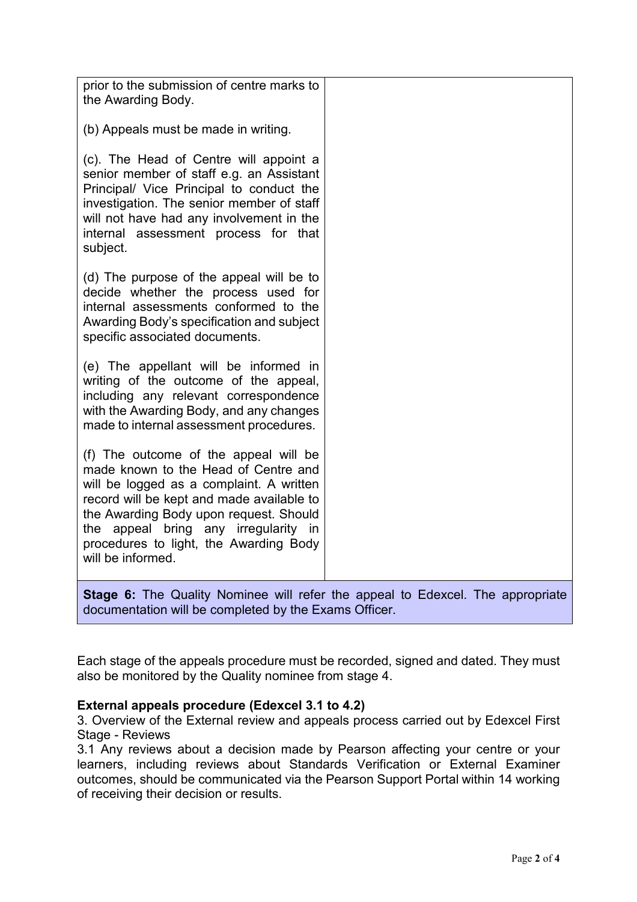| prior to the submission of centre marks to the Awarding Body.<br><br>(b) Appeals must be made in writing.<br><br>(c). The Head of Centre will appoint a senior member of staff e.g. an Assistant Principal/ Vice Principal to conduct the investigation. The senior member of staff will not have had any involvement in the internal assessment process for that subject.<br><br>(d) The purpose of the appeal will be to decide whether the process used for internal assessments conformed to the Awarding Body's specification and subject specific associated documents.<br><br>(e) The appellant will be informed in writing of the outcome of the appeal, including any relevant correspondence with the Awarding Body, and any changes made to internal assessment procedures.<br><br>(f) The outcome of the appeal will be made known to the Head of Centre and will be logged as a complaint. A written record will be kept and made available to the Awarding Body upon request. Should the appeal bring any irregularity in procedures to light, the Awarding Body will be informed. | |
|---|---|
| **Stage 6:** The Quality Nominee will refer the appeal to Edexcel. The appropriate documentation will be completed by the Exams Officer. | |

Each stage of the appeals procedure must be recorded, signed and dated. They must also be monitored by the Quality nominee from stage 4.

**External appeals procedure (Edexcel 3.1 to 4.2)**

3. Overview of the External review and appeals process carried out by Edexcel First Stage - Reviews

3.1 Any reviews about a decision made by Pearson affecting your centre or your learners, including reviews about Standards Verification or External Examiner outcomes, should be communicated via the Pearson Support Portal within 14 working of receiving their decision or results.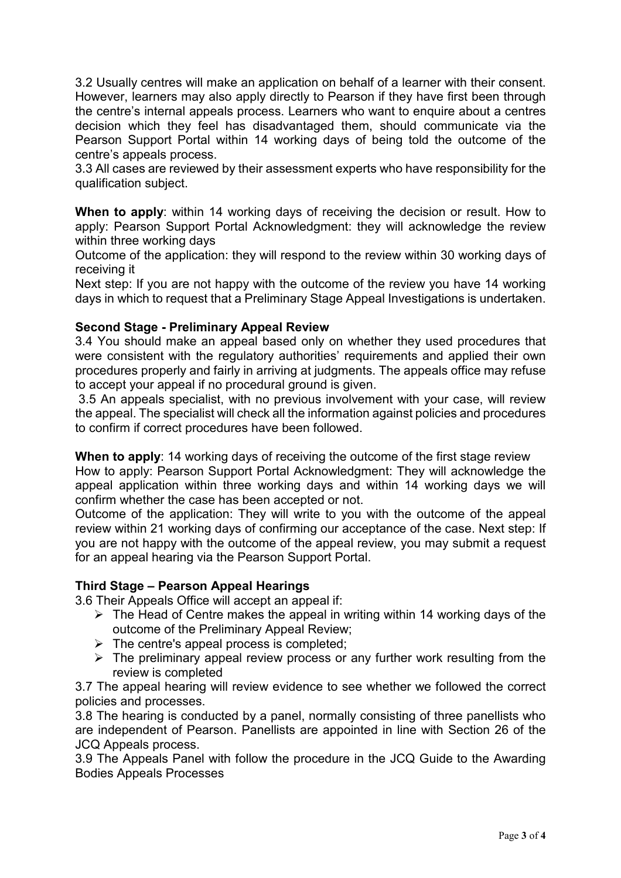3.2 Usually centres will make an application on behalf of a learner with their consent. However, learners may also apply directly to Pearson if they have first been through the centre's internal appeals process. Learners who want to enquire about a centres decision which they feel has disadvantaged them, should communicate via the Pearson Support Portal within 14 working days of being told the outcome of the centre's appeals process.

3.3 All cases are reviewed by their assessment experts who have responsibility for the qualification subject.

**When to apply**: within 14 working days of receiving the decision or result. How to apply: Pearson Support Portal Acknowledgment: they will acknowledge the review within three working days

Outcome of the application: they will respond to the review within 30 working days of receiving it

Next step: If you are not happy with the outcome of the review you have 14 working days in which to request that a Preliminary Stage Appeal Investigations is undertaken.

**Second Stage - Preliminary Appeal Review**

3.4 You should make an appeal based only on whether they used procedures that were consistent with the regulatory authorities' requirements and applied their own procedures properly and fairly in arriving at judgments. The appeals office may refuse to accept your appeal if no procedural ground is given.

3.5 An appeals specialist, with no previous involvement with your case, will review the appeal. The specialist will check all the information against policies and procedures to confirm if correct procedures have been followed.

**When to apply**: 14 working days of receiving the outcome of the first stage review

How to apply: Pearson Support Portal Acknowledgment: They will acknowledge the appeal application within three working days and within 14 working days we will confirm whether the case has been accepted or not.

Outcome of the application: They will write to you with the outcome of the appeal review within 21 working days of confirming our acceptance of the case. Next step: If you are not happy with the outcome of the appeal review, you may submit a request for an appeal hearing via the Pearson Support Portal.

**Third Stage – Pearson Appeal Hearings**

3.6 Their Appeals Office will accept an appeal if:

- The Head of Centre makes the appeal in writing within 14 working days of the outcome of the Preliminary Appeal Review;
- The centre's appeal process is completed;
- The preliminary appeal review process or any further work resulting from the review is completed

3.7 The appeal hearing will review evidence to see whether we followed the correct policies and processes.

3.8 The hearing is conducted by a panel, normally consisting of three panellists who are independent of Pearson. Panellists are appointed in line with Section 26 of the JCQ Appeals process.

3.9 The Appeals Panel with follow the procedure in the JCQ Guide to the Awarding Bodies Appeals Processes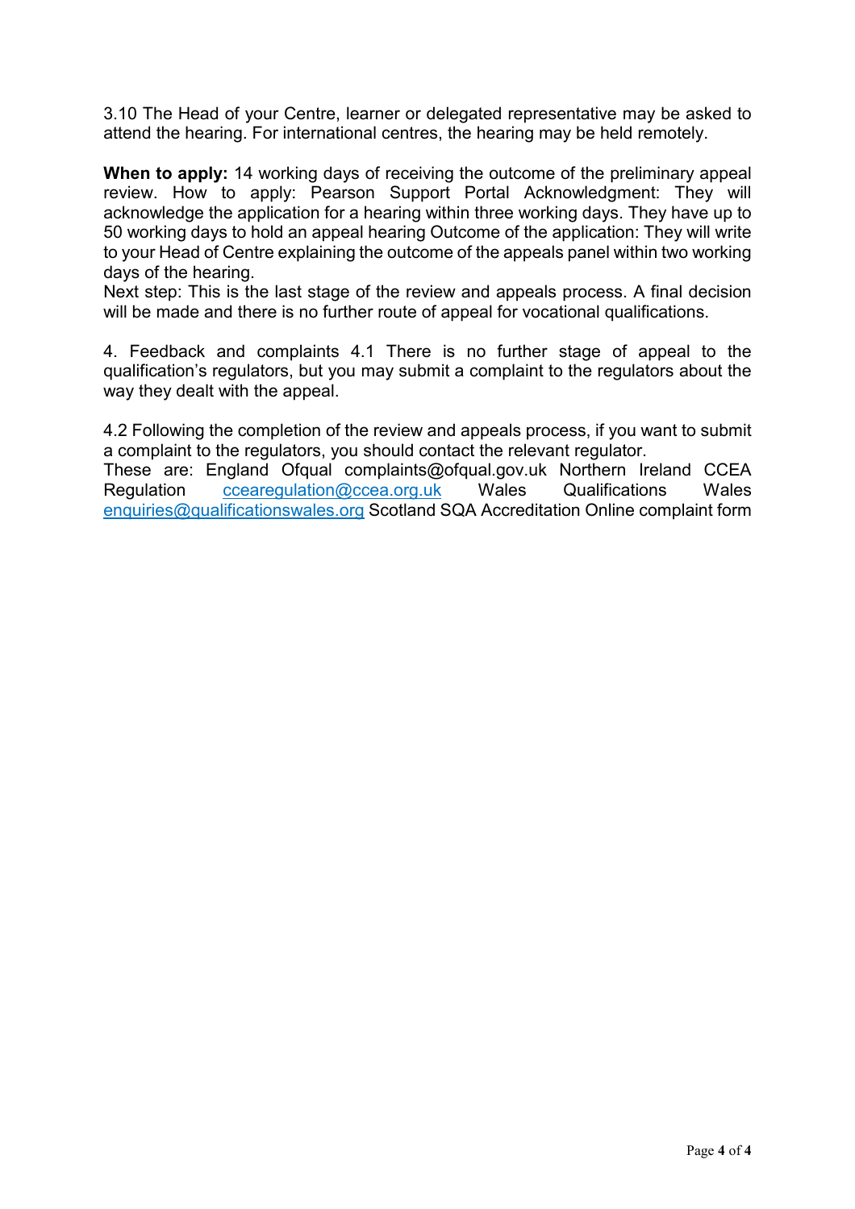3.10 The Head of your Centre, learner or delegated representative may be asked to attend the hearing. For international centres, the hearing may be held remotely.

**When to apply:** 14 working days of receiving the outcome of the preliminary appeal review. How to apply: Pearson Support Portal Acknowledgment: They will acknowledge the application for a hearing within three working days. They have up to 50 working days to hold an appeal hearing Outcome of the application: They will write to your Head of Centre explaining the outcome of the appeals panel within two working days of the hearing.
Next step: This is the last stage of the review and appeals process. A final decision will be made and there is no further route of appeal for vocational qualifications.

4. Feedback and complaints 4.1 There is no further stage of appeal to the qualification's regulators, but you may submit a complaint to the regulators about the way they dealt with the appeal.

4.2 Following the completion of the review and appeals process, if you want to submit a complaint to the regulators, you should contact the relevant regulator.
These are: England Ofqual complaints@ofqual.gov.uk Northern Ireland CCEA Regulation ccearegulation@ccea.org.uk Wales Qualifications Wales enquiries@qualificationswales.org Scotland SQA Accreditation Online complaint form